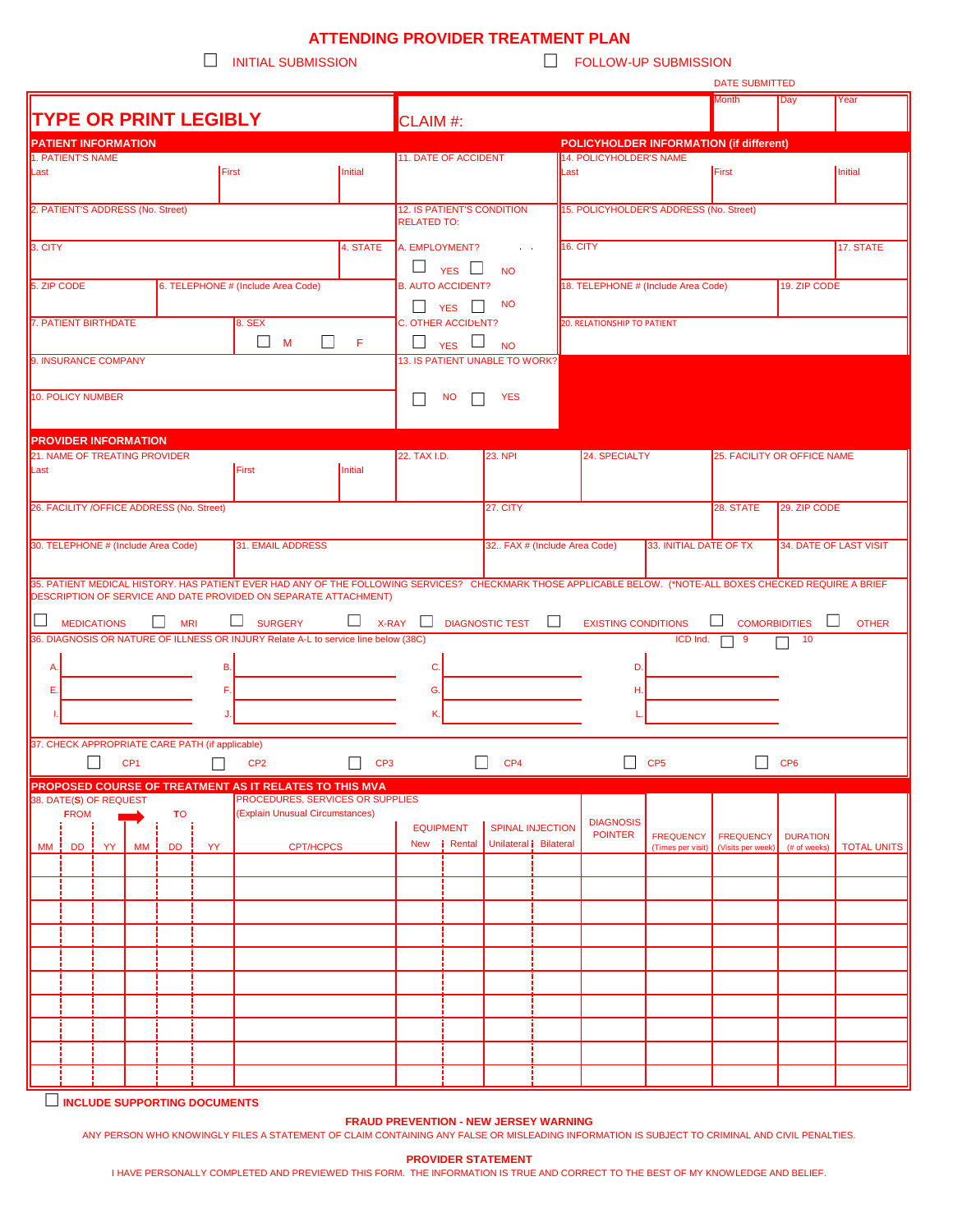# ATTENDING PROVIDER TREATMENT PLAN

☐ INITIAL SUBMISSION ☐ FOLLOW-UP SUBMISSION

DATE SUBMITTED

| TYPE OR PRINT LEGIBLY | CLAIM #: | Month | Day | Year |
|---|---|---|---|---|
| | | | | |

## PATIENT INFORMATION

1. PATIENT'S NAME — Last / First / Initial
2. PATIENT'S ADDRESS (No. Street)
3. CITY
4. STATE
5. ZIP CODE
6. TELEPHONE # (Include Area Code)
7. PATIENT BIRTHDATE
8. SEX ☐ M ☐ F
9. INSURANCE COMPANY
10. POLICY NUMBER
11. DATE OF ACCIDENT
12. IS PATIENT'S CONDITION RELATED TO:
    - A. EMPLOYMENT? ☐ YES ☐ NO
    - B. AUTO ACCIDENT? ☐ YES ☐ NO
    - C. OTHER ACCIDENT? ☐ YES ☐ NO
13. IS PATIENT UNABLE TO WORK? ☐ NO ☐ YES

## POLICYHOLDER INFORMATION (if different)

14. POLICYHOLDER'S NAME — Last / First / Initial
15. POLICYHOLDER'S ADDRESS (No. Street)
16. CITY
17. STATE
18. TELEPHONE # (Include Area Code)
19. ZIP CODE
20. RELATIONSHIP TO PATIENT

## PROVIDER INFORMATION

21. NAME OF TREATING PROVIDER — Last / First / Initial
22. TAX I.D.
23. NPI
24. SPECIALTY
25. FACILITY OR OFFICE NAME
26. FACILITY /OFFICE ADDRESS (No. Street)
27. CITY
28. STATE
29. ZIP CODE
30. TELEPHONE # (Include Area Code)
31. EMAIL ADDRESS
32. FAX # (Include Area Code)
33. INITIAL DATE OF TX
34. DATE OF LAST VISIT

35. PATIENT MEDICAL HISTORY. HAS PATIENT EVER HAD ANY OF THE FOLLOWING SERVICES? CHECKMARK THOSE APPLICABLE BELOW. (*NOTE-ALL BOXES CHECKED REQUIRE A BRIEF DESCRIPTION OF SERVICE AND DATE PROVIDED ON SEPARATE ATTACHMENT)

☐ MEDICATIONS ☐ MRI ☐ SURGERY ☐ X-RAY ☐ DIAGNOSTIC TEST ☐ EXISTING CONDITIONS ☐ COMORBIDITIES ☐ OTHER

36. DIAGNOSIS OR NATURE OF ILLNESS OR INJURY Relate A-L to service line below (38C) — ICD Ind. ☐ 9 ☐ 10

| A. | B. | C. | D. |
|---|---|---|---|
| E. | F. | G. | H. |
| I. | J. | K. | L. |

37. CHECK APPROPRIATE CARE PATH (if applicable)

☐ CP1 ☐ CP2 ☐ CP3 ☐ CP4 ☐ CP5 ☐ CP6

## PROPOSED COURSE OF TREATMENT AS IT RELATES TO THIS MVA

| 38. DATE(S) OF REQUEST FROM | | | TO | | | PROCEDURES, SERVICES OR SUPPLIES (Explain Unusual Circumstances) | EQUIPMENT | | SPINAL INJECTION | | DIAGNOSIS POINTER | FREQUENCY (Times per visit) | FREQUENCY (Visits per week) | DURATION (# of weeks) | TOTAL UNITS |
|---|---|---|---|---|---|---|---|---|---|---|---|---|---|---|---|
| MM | DD | YY | MM | DD | YY | CPT/HCPCS | New | Rental | Unilateral | Bilateral | | | | | |
| | | | | | | | | | | | | | | | |
| | | | | | | | | | | | | | | | |
| | | | | | | | | | | | | | | | |
| | | | | | | | | | | | | | | | |
| | | | | | | | | | | | | | | | |
| | | | | | | | | | | | | | | | |
| | | | | | | | | | | | | | | | |
| | | | | | | | | | | | | | | | |
| | | | | | | | | | | | | | | | |
| | | | | | | | | | | | | | | | |

☐ **INCLUDE SUPPORTING DOCUMENTS**

**FRAUD PREVENTION - NEW JERSEY WARNING**

ANY PERSON WHO KNOWINGLY FILES A STATEMENT OF CLAIM CONTAINING ANY FALSE OR MISLEADING INFORMATION IS SUBJECT TO CRIMINAL AND CIVIL PENALTIES.

**PROVIDER STATEMENT**

I HAVE PERSONALLY COMPLETED AND PREVIEWED THIS FORM. THE INFORMATION IS TRUE AND CORRECT TO THE BEST OF MY KNOWLEDGE AND BELIEF.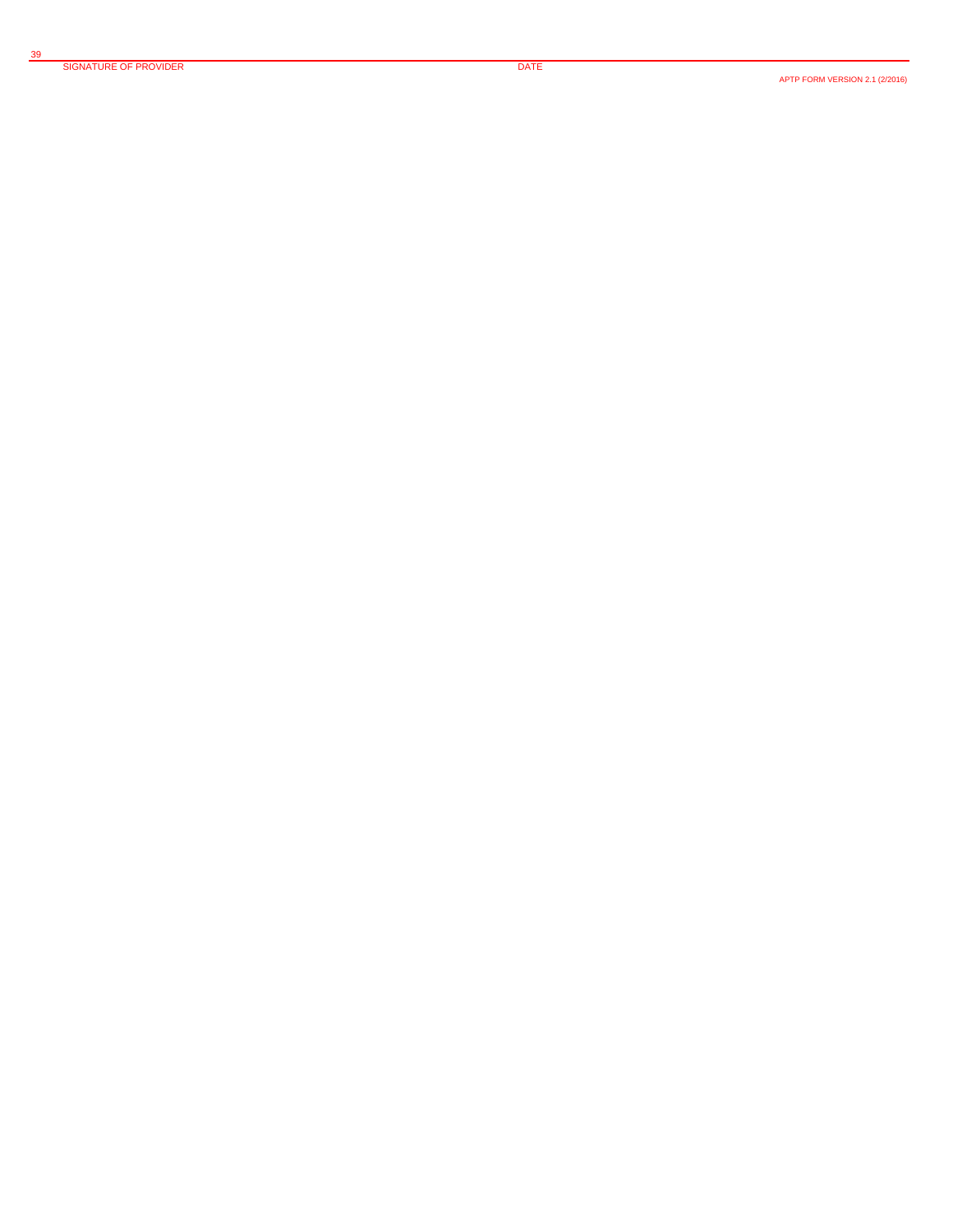39

SIGNATURE OF PROVIDER DATE

APTP FORM VERSION 2.1 (2/2016)